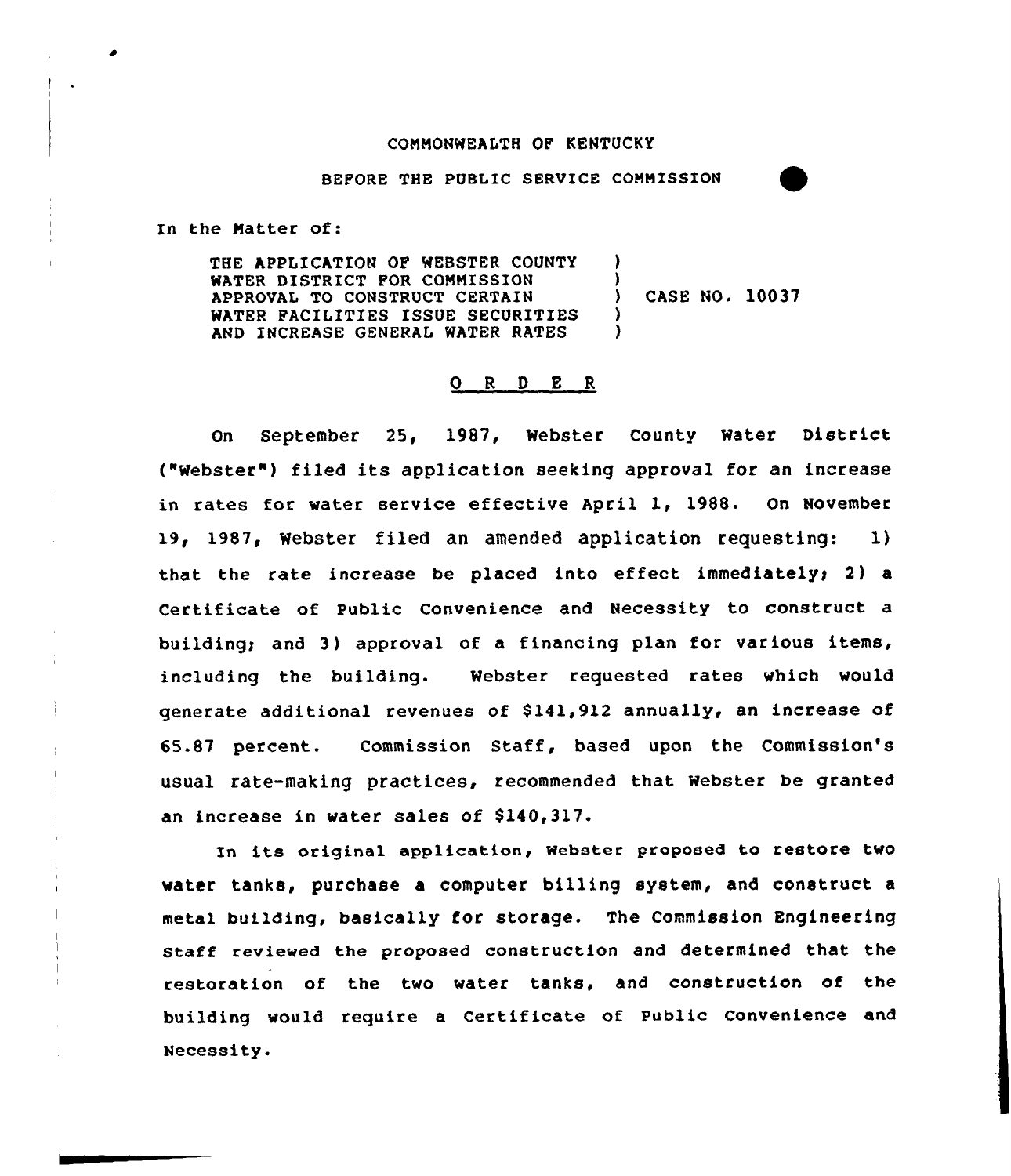COMMONWEALTH OF KENTUCKY

BEFORE THE PUBLIC SERVICE COMMISSION

In the Matter of:

THE APPLICATION OF WEBSTER COUNTY WATER DISTRICT FOR COMMISSION APPROVAL TO CONSTRUCT CERTAIN WATER FACILITIES ISSUE SECURITIES AND INCREASE GENERAL WATER RATES ) CASE NO. 10037

# O R D E R

On September 25, 1987, Webster County Water District ("Webster") filed its application seeking approval for an increase in rates for water service effective April 1, 1988. On November 19, 1987, Webster filed an amended application requesting: 1) that the rate increase be placed into effect immediately; 2) a Certificate of Public Convenience and Necessity to construct a building; and 3) approval of a financing plan for various items, including the building. Webster requested rates which would generate additional revenues of $141,912 annually, an increase of 65.87 percent. Commission Staff, based upon the Commission's usual rate-making practices, recommended that Webster be granted an increase in water sales of $140,317.

In its original application, Webster proposed to restore two water tanks, purchase a computer billing system, and construct a metal building, basically for storage. The Commission Engineering Staff reviewed the proposed construction and determined that the restoration of the two water tanks, and construction of the building would require a Certificate of Public Convenience and Necessity.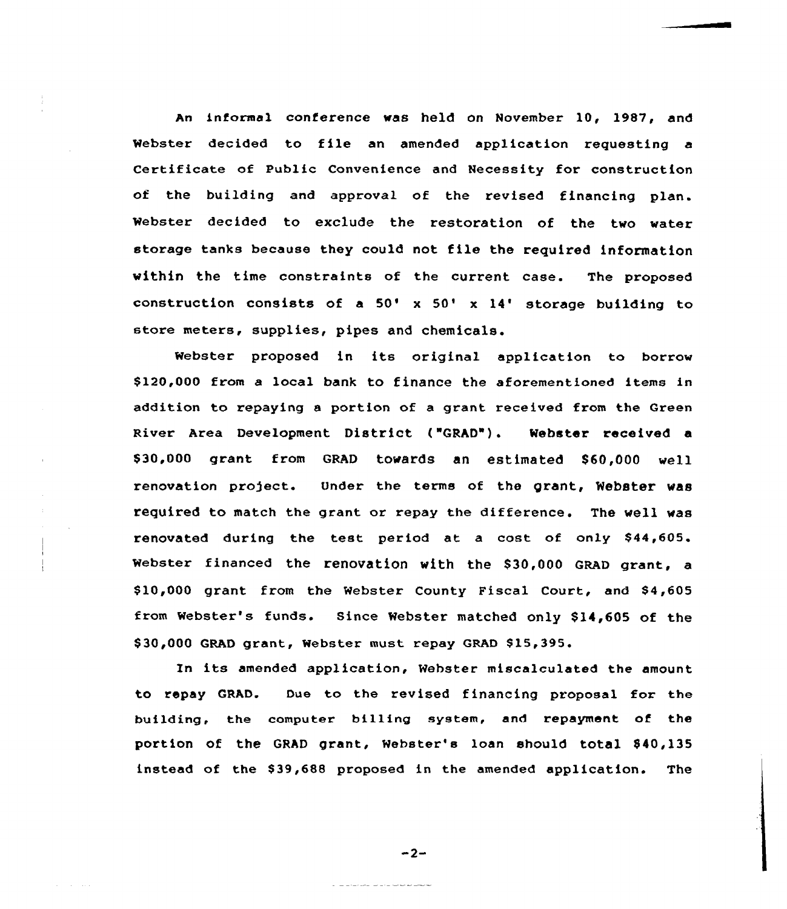An informal conference was held on November 10, 1987, and Webster decided to file an amended application requesting a Certificate of Public Convenience and Necessity for construction of the building and approval of the revised financing plan. Webster decided to exclude the restoration of the two water storage tanks because they could not file the required information within the time constraints of the current case. The proposed construction consists of a 50' x 50' x 14' storage building to store meters, supplies, pipes and chemicals.

Webster proposed in its original application to borrow $120,000 from a local bank to finance the aforementioned items in addition to repaying a portion of a grant received from the Green River Area Development District ("GRAD"). Webster received a $30,000 grant from GRAD towards an estimated $60,000 well renovation project. Under the terms of the grant, Webster was required to match the grant or repay the difference. The well was renovated during the test period at a cost of only $44,605. Webster financed the renovation with the $30,000 GRAD grant, a $10,000 grant from the Webster County Fiscal Court, and $4,605 from Webster's funds. Since Webster matched only $14,605 of the $30,000 GRAD grant, Webster must repay GRAD $15,395.

In its amended application, Webster miscalculated the amount to repay GRAD. Due to the revised financing proposal for the building, the computer billing system, and repayment of the portion of the GRAD grant, Webster's loan should total $40,135 instead of the $39,688 proposed in the amended application. The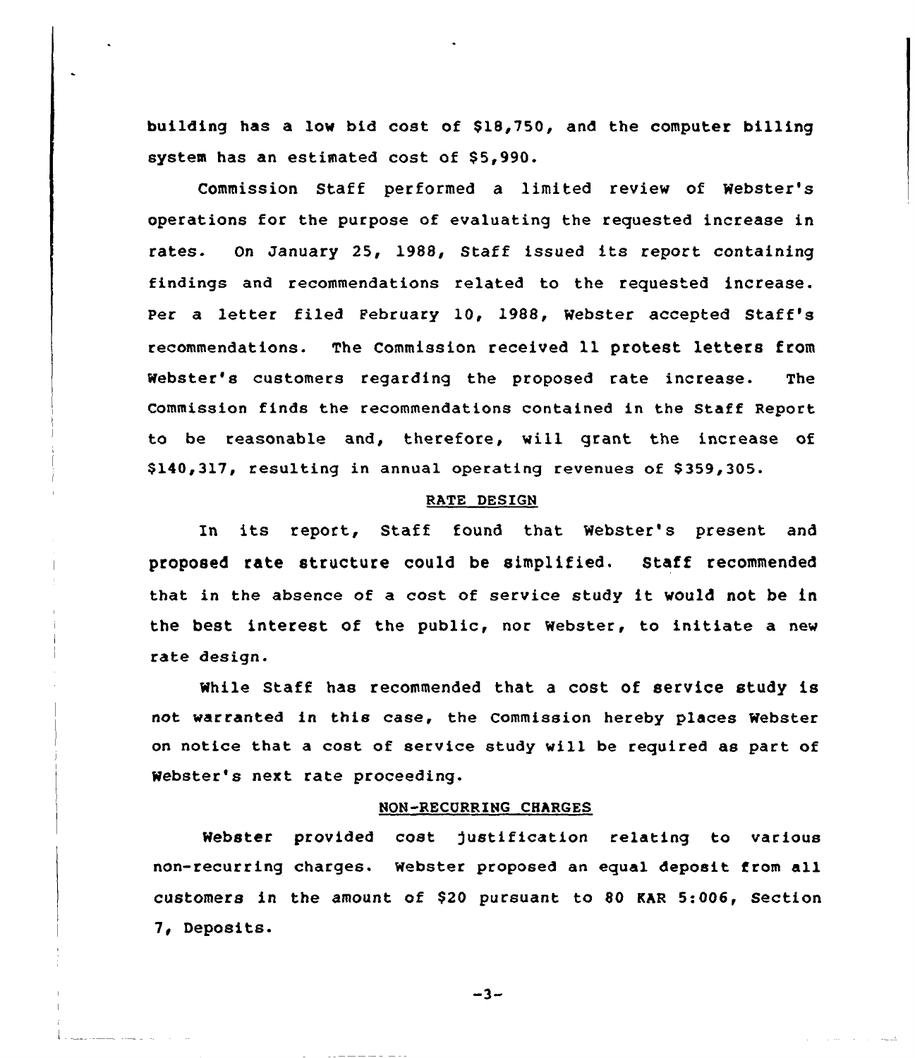building has a low bid cost of $18,750, and the computer billing system has an estimated cost of $5,990.

Commission Staff performed a limited review of Webster's operations for the purpose of evaluating the requested increase in rates. On January 25, 1988, Staff issued its report containing findings and recommendations related to the requested increase. Per a letter filed February 10, 1988, Webster accepted Staff's recommendations. The Commission received 11 protest letters from Webster's customers regarding the proposed rate increase. The Commission finds the recommendations contained in the Staff Report to be reasonable and, therefore, will grant the increase of $140,317, resulting in annual operating revenues of $359,305.

## RATE DESIGN

In its report, Staff found that Webster's present and proposed rate structure could be simplified. Staff recommended that in the absence of a cost of service study it would not be in the best interest of the public, nor Webster, to initiate a new rate design.

While Staff has recommended that a cost of service study is not warranted in this case, the Commission hereby places Webster on notice that a cost of service study will be required as part of Webster's next rate proceeding.

## NON-RECURRING CHARGES

Webster provided cost justification relating to various non-recurring charges. Webster proposed an equal deposit from all customers in the amount of $20 pursuant to 80 KAR 5:006, Section 7, Deposits.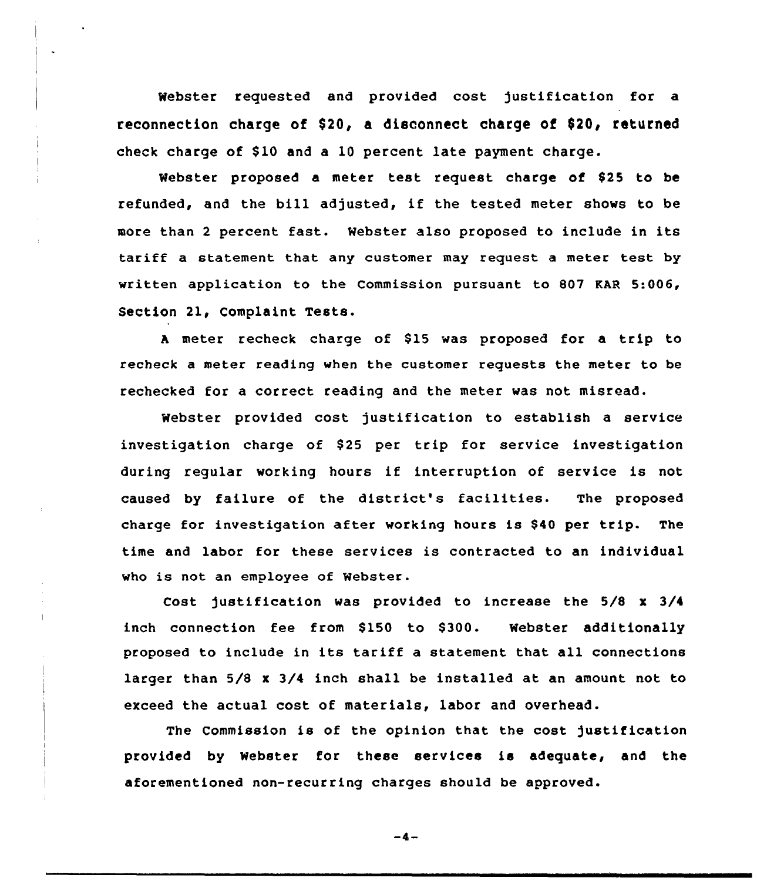Webster requested and provided cost justification for a reconnection charge of $20, a disconnect charge of $20, returned check charge of $10 and a 10 percent late payment charge.

Webster proposed a meter test request charge of $25 to be refunded, and the bill adjusted, if the tested meter shows to be more than 2 percent fast. Webster also proposed to include in its tariff a statement that any customer may request a meter test by written application to the Commission pursuant to 807 KAR 5:006, Section 21, Complaint Tests.

A meter recheck charge of $15 was proposed for a trip to recheck a meter reading when the customer requests the meter to be rechecked for a correct reading and the meter was not misread.

Webster provided cost justification to establish a service investigation charge of $25 per trip for service investigation during regular working hours if interruption of service is not caused by failure of the district's facilities. The proposed charge for investigation after working hours is $40 per trip. The time and labor for these services is contracted to an individual who is not an employee of Webster.

Cost justification was provided to increase the 5/8 x 3/4 inch connection fee from $150 to $300. Webster additionally proposed to include in its tariff a statement that all connections larger than 5/8 x 3/4 inch shall be installed at an amount not to exceed the actual cost of materials, labor and overhead.

The Commission is of the opinion that the cost justification provided by Webster for these services is adequate, and the aforementioned non-recurring charges should be approved.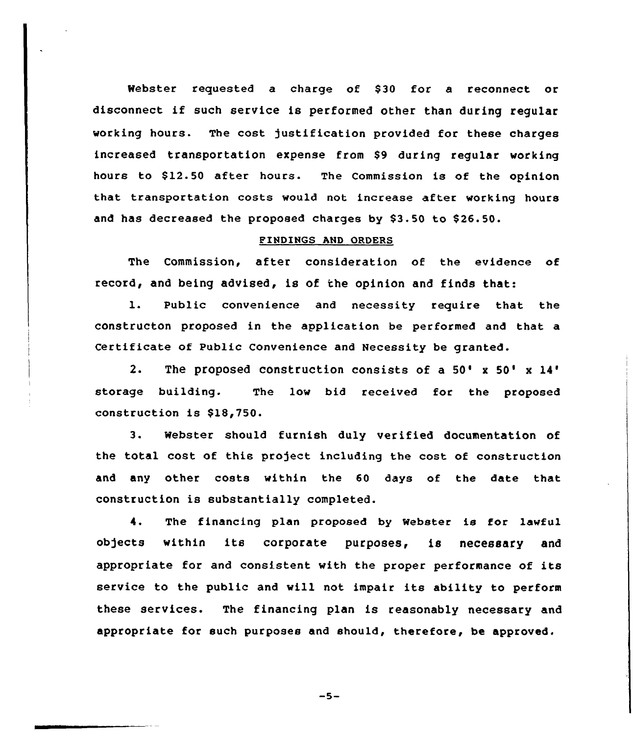Webster requested a charge of $30 for a reconnect or disconnect if such service is performed other than during regular working hours. The cost justification provided for these charges increased transportation expense from $9 during regular working hours to $12.50 after hours. The Commission is of the opinion that transportation costs would not increase after working hours and has decreased the proposed charges by $3.50 to $26.50.

## FINDINGS AND ORDERS

The Commission, after consideration of the evidence of record, and being advised, is of the opinion and finds that:

1. Public convenience and necessity require that the constructon proposed in the application be performed and that a Certificate of Public Convenience and Necessity be granted.

2. The proposed construction consists of a 50' x 50' x 14' storage building. The low bid received for the proposed construction is $18,750.

3. Webster should furnish duly verified documentation of the total cost of this project including the cost of construction and any other costs within the 60 days of the date that construction is substantially completed.

4. The financing plan proposed by Webster is for lawful objects within its corporate purposes, is necessary and appropriate for and consistent with the proper performance of its service to the public and will not impair its ability to perform these services. The financing plan is reasonably necessary and appropriate for such purposes and should, therefore, be approved.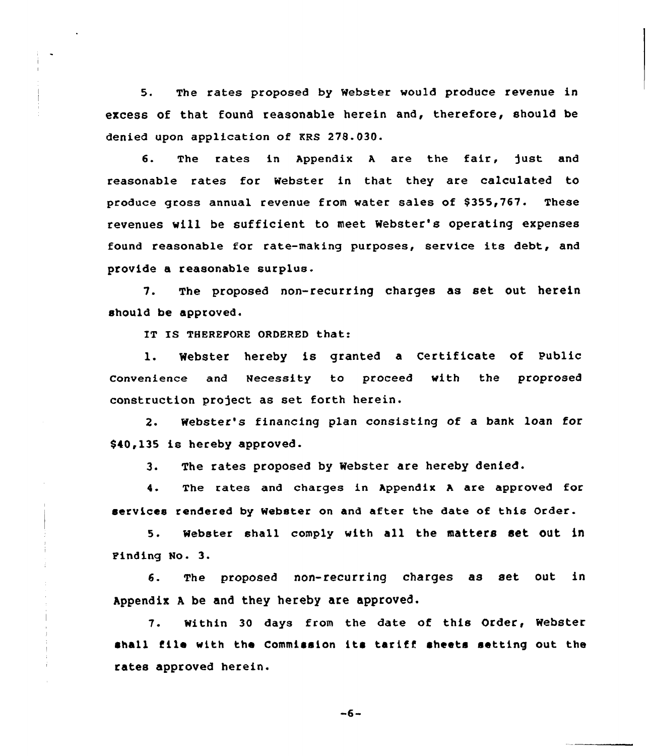5. The rates proposed by Webster would produce revenue in excess of that found reasonable herein and, therefore, should be denied upon application of KRS 278.030.

6. The rates in Appendix A are the fair, just and reasonable rates for Webster in that they are calculated to produce gross annual revenue from water sales of $355,767. These revenues will be sufficient to meet Webster's operating expenses found reasonable for rate-making purposes, service its debt, and provide a reasonable surplus.

7. The proposed non-recurring charges as set out herein should be approved.

IT IS THEREFORE ORDERED that:

1. Webster hereby is granted a Certificate of Public Convenience and Necessity to proceed with the proprosed construction project as set forth herein.

2. Webster's financing plan consisting of a bank loan for $40,135 is hereby approved.

3. The rates proposed by Webster are hereby denied.

4. The rates and charges in Appendix A are approved for services rendered by Webster on and after the date of this Order.

5. Webster shall comply with all the matters set out in Finding No. 3.

6. The proposed non-recurring charges as set out in Appendix A be and they hereby are approved.

7. Within 30 days from the date of this Order, Webster shall file with the Commission its tariff sheets setting out the rates approved herein.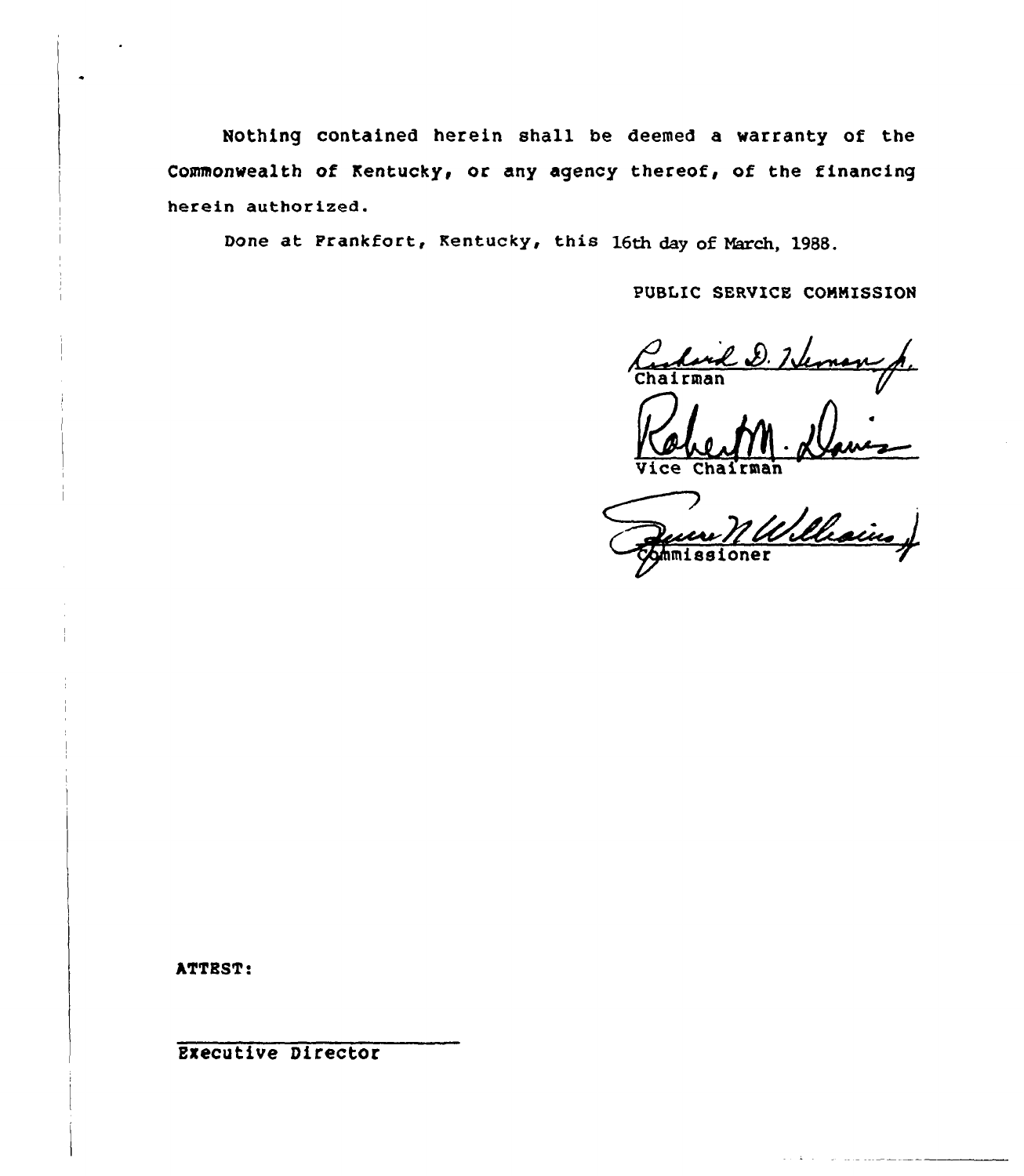Nothing contained herein shall be deemed a warranty of the Commonwealth of Kentucky, or any agency thereof, of the financing herein authorized.

Done at Frankfort, Kentucky, this 16th day of March, 1988.

PUBLIC SERVICE COMMISSION

Chairman

Vice Chairman

Commissioner

ATTEST:

Executive Director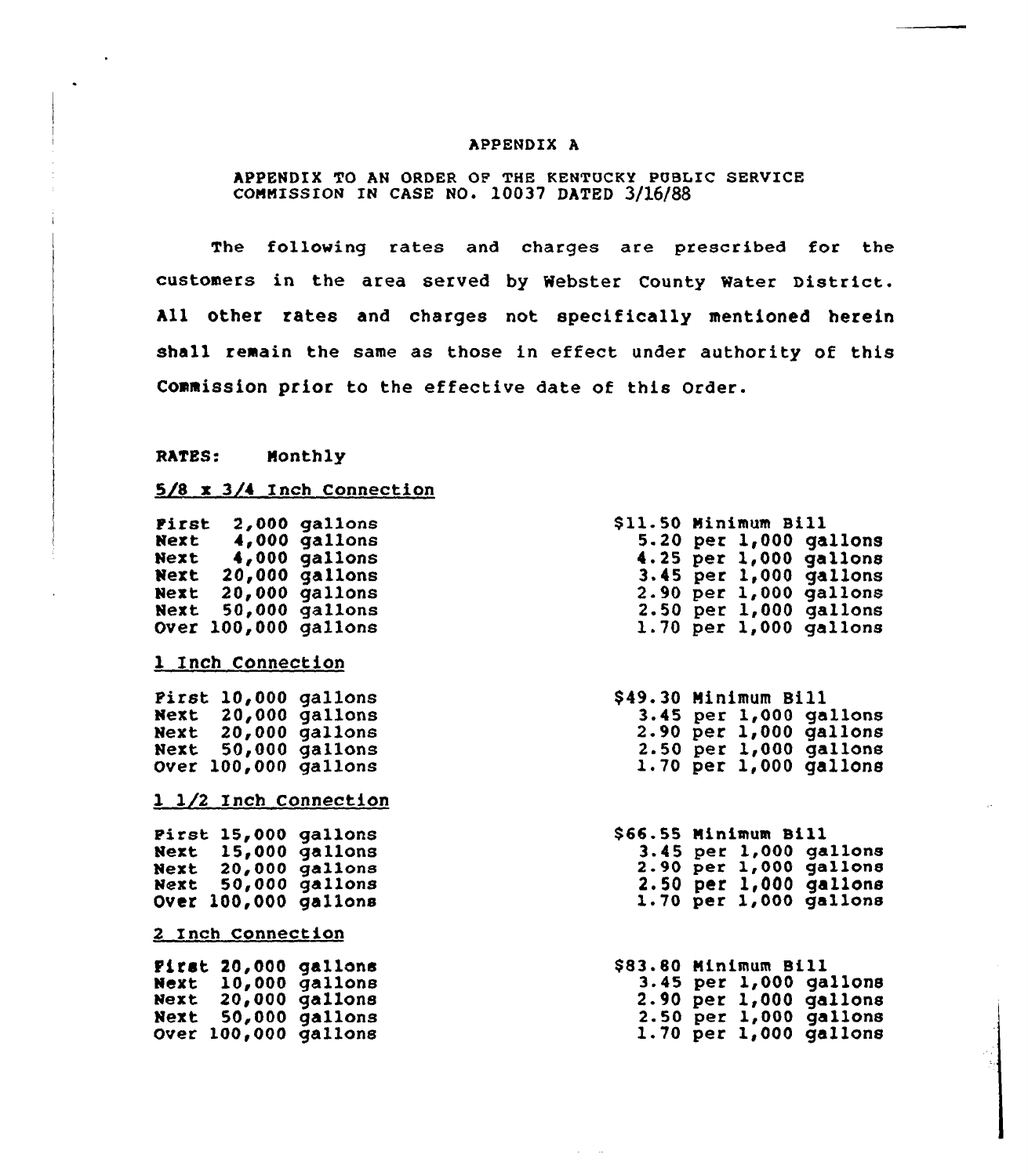# APPENDIX A

APPENDIX TO AN ORDER OF THE KENTUCKY PUBLIC SERVICE COMMISSION IN CASE NO. 10037 DATED 3/16/88

The following rates and charges are prescribed for the customers in the area served by Webster County Water District. All other rates and charges not specifically mentioned herein shall remain the same as those in effect under authority of this Commission prior to the effective date of this Order.

RATES: Monthly

5/8 x 3/4 Inch Connection

| | |
|---|---|
| First 2,000 gallons | $11.50 Minimum Bill |
| Next 4,000 gallons | 5.20 per 1,000 gallons |
| Next 4,000 gallons | 4.25 per 1,000 gallons |
| Next 20,000 gallons | 3.45 per 1,000 gallons |
| Next 20,000 gallons | 2.90 per 1,000 gallons |
| Next 50,000 gallons | 2.50 per 1,000 gallons |
| Over 100,000 gallons | 1.70 per 1,000 gallons |

1 Inch Connection

| | |
|---|---|
| First 10,000 gallons | $49.30 Minimum Bill |
| Next 20,000 gallons | 3.45 per 1,000 gallons |
| Next 20,000 gallons | 2.90 per 1,000 gallons |
| Next 50,000 gallons | 2.50 per 1,000 gallons |
| Over 100,000 gallons | 1.70 per 1,000 gallons |

1 1/2 Inch Connection

| | |
|---|---|
| First 15,000 gallons | $66.55 Minimum Bill |
| Next 15,000 gallons | 3.45 per 1,000 gallons |
| Next 20,000 gallons | 2.90 per 1,000 gallons |
| Next 50,000 gallons | 2.50 per 1,000 gallons |
| Over 100,000 gallons | 1.70 per 1,000 gallons |

2 Inch Connection

| | |
|---|---|
| First 20,000 gallons | $83.80 Minimum Bill |
| Next 10,000 gallons | 3.45 per 1,000 gallons |
| Next 20,000 gallons | 2.90 per 1,000 gallons |
| Next 50,000 gallons | 2.50 per 1,000 gallons |
| Over 100,000 gallons | 1.70 per 1,000 gallons |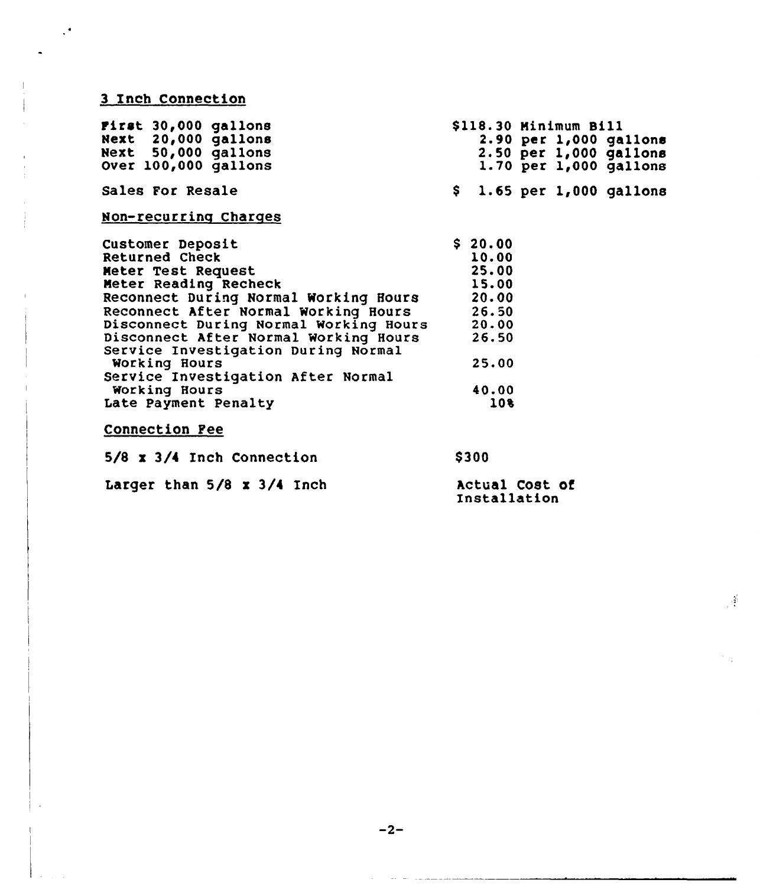3 Inch Connection

| | |
|---|---|
| First 30,000 gallons | $118.30 Minimum Bill |
| Next 20,000 gallons | 2.90 per 1,000 gallons |
| Next 50,000 gallons | 2.50 per 1,000 gallons |
| Over 100,000 gallons | 1.70 per 1,000 gallons |
| Sales For Resale | $ 1.65 per 1,000 gallons |

Non-recurring Charges

| | |
|---|---|
| Customer Deposit | $ 20.00 |
| Returned Check | 10.00 |
| Meter Test Request | 25.00 |
| Meter Reading Recheck | 15.00 |
| Reconnect During Normal Working Hours | 20.00 |
| Reconnect After Normal Working Hours | 26.50 |
| Disconnect During Normal Working Hours | 20.00 |
| Disconnect After Normal Working Hours | 26.50 |
| Service Investigation During Normal Working Hours | 25.00 |
| Service Investigation After Normal Working Hours | 40.00 |
| Late Payment Penalty | 10% |

Connection Fee

| | |
|---|---|
| 5/8 x 3/4 Inch Connection | $300 |
| Larger than 5/8 x 3/4 Inch | Actual Cost of Installation |